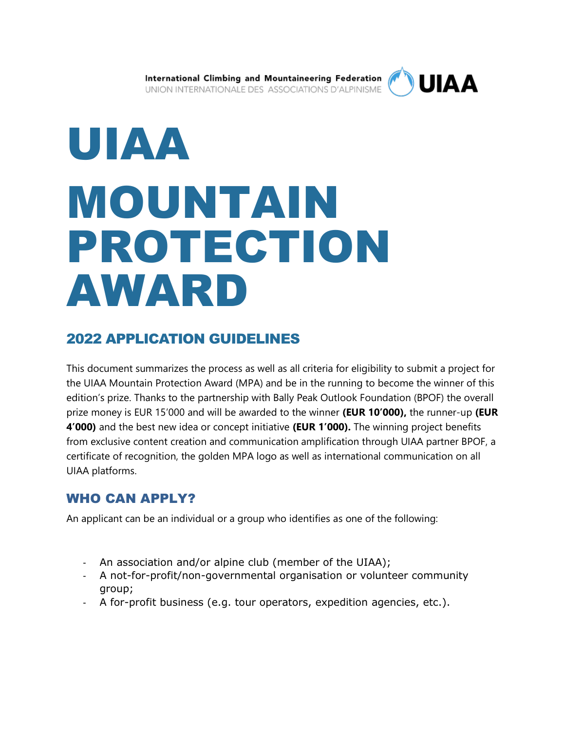International Climbing and Mountaineering Federation
UNION INTERNATIONALE DES ASSOCIATIONS D'ALPINISME

# UIAA MOUNTAIN PROTECTION AWARD

## 2022 APPLICATION GUIDELINES

This document summarizes the process as well as all criteria for eligibility to submit a project for the UIAA Mountain Protection Award (MPA) and be in the running to become the winner of this edition's prize. Thanks to the partnership with Bally Peak Outlook Foundation (BPOF) the overall prize money is EUR 15'000 and will be awarded to the winner **(EUR 10'000),** the runner-up **(EUR 4'000)** and the best new idea or concept initiative **(EUR 1'000).** The winning project benefits from exclusive content creation and communication amplification through UIAA partner BPOF, a certificate of recognition, the golden MPA logo as well as international communication on all UIAA platforms.

## WHO CAN APPLY?

An applicant can be an individual or a group who identifies as one of the following:

- An association and/or alpine club (member of the UIAA);
- A not-for-profit/non-governmental organisation or volunteer community group;
- A for-profit business (e.g. tour operators, expedition agencies, etc.).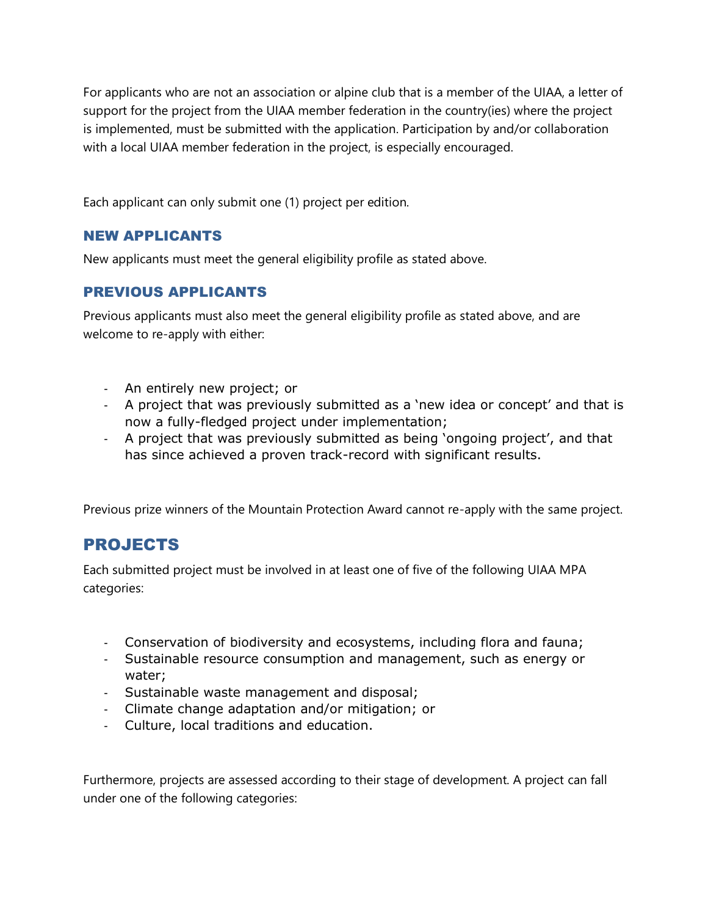For applicants who are not an association or alpine club that is a member of the UIAA, a letter of support for the project from the UIAA member federation in the country(ies) where the project is implemented, must be submitted with the application. Participation by and/or collaboration with a local UIAA member federation in the project, is especially encouraged.

Each applicant can only submit one (1) project per edition.

### NEW APPLICANTS

New applicants must meet the general eligibility profile as stated above.

### PREVIOUS APPLICANTS

Previous applicants must also meet the general eligibility profile as stated above, and are welcome to re-apply with either:

- An entirely new project; or
- A project that was previously submitted as a 'new idea or concept' and that is now a fully-fledged project under implementation;
- A project that was previously submitted as being 'ongoing project', and that has since achieved a proven track-record with significant results.

Previous prize winners of the Mountain Protection Award cannot re-apply with the same project.

## PROJECTS

Each submitted project must be involved in at least one of five of the following UIAA MPA categories:

- Conservation of biodiversity and ecosystems, including flora and fauna;
- Sustainable resource consumption and management, such as energy or water;
- Sustainable waste management and disposal;
- Climate change adaptation and/or mitigation; or
- Culture, local traditions and education.

Furthermore, projects are assessed according to their stage of development. A project can fall under one of the following categories: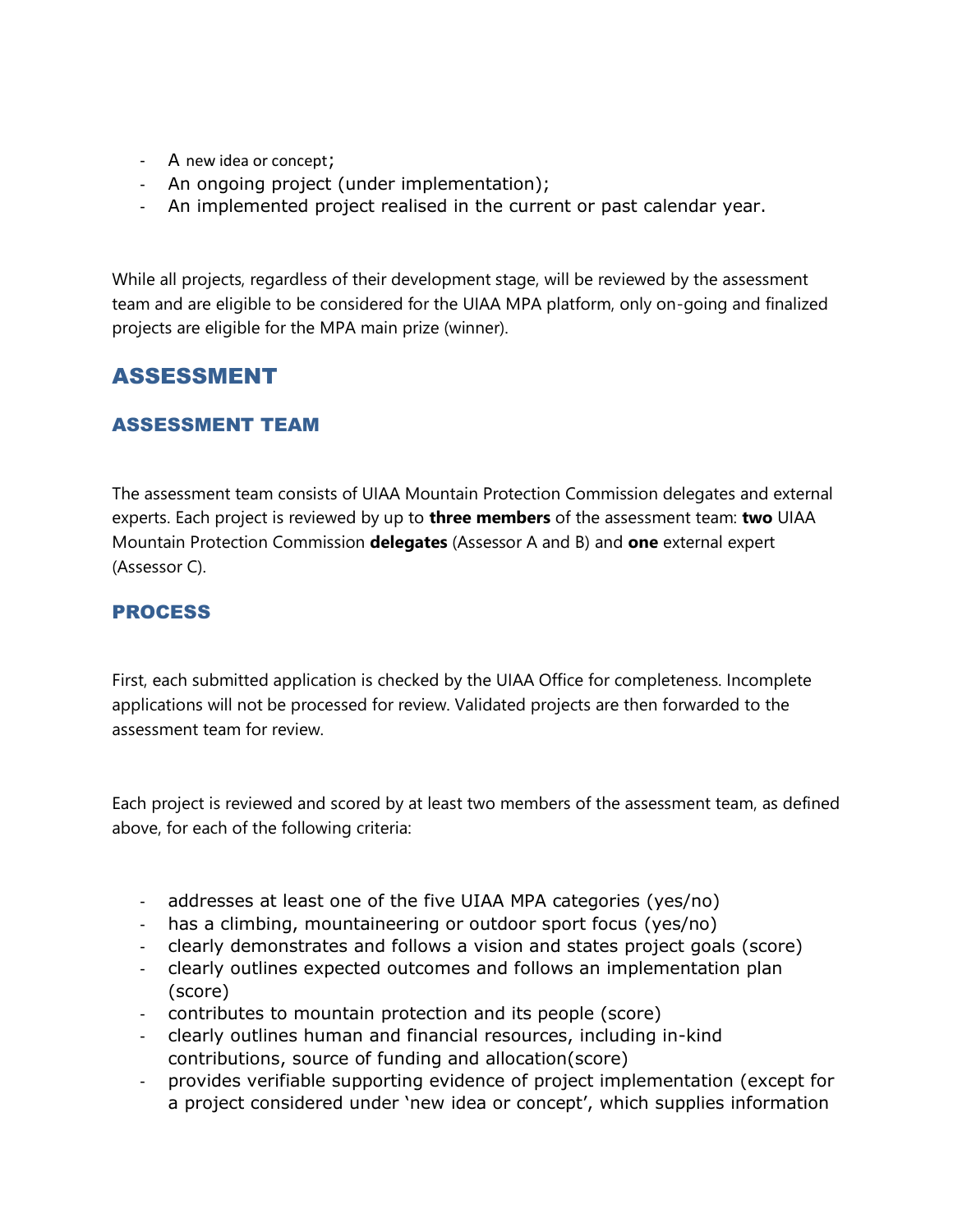- A new idea or concept;
- An ongoing project (under implementation);
- An implemented project realised in the current or past calendar year.

While all projects, regardless of their development stage, will be reviewed by the assessment team and are eligible to be considered for the UIAA MPA platform, only on-going and finalized projects are eligible for the MPA main prize (winner).

# ASSESSMENT

## ASSESSMENT TEAM

The assessment team consists of UIAA Mountain Protection Commission delegates and external experts. Each project is reviewed by up to **three members** of the assessment team: **two** UIAA Mountain Protection Commission **delegates** (Assessor A and B) and **one** external expert (Assessor C).

## PROCESS

First, each submitted application is checked by the UIAA Office for completeness. Incomplete applications will not be processed for review. Validated projects are then forwarded to the assessment team for review.

Each project is reviewed and scored by at least two members of the assessment team, as defined above, for each of the following criteria:

- addresses at least one of the five UIAA MPA categories (yes/no)
- has a climbing, mountaineering or outdoor sport focus (yes/no)
- clearly demonstrates and follows a vision and states project goals (score)
- clearly outlines expected outcomes and follows an implementation plan (score)
- contributes to mountain protection and its people (score)
- clearly outlines human and financial resources, including in-kind contributions, source of funding and allocation(score)
- provides verifiable supporting evidence of project implementation (except for a project considered under 'new idea or concept', which supplies information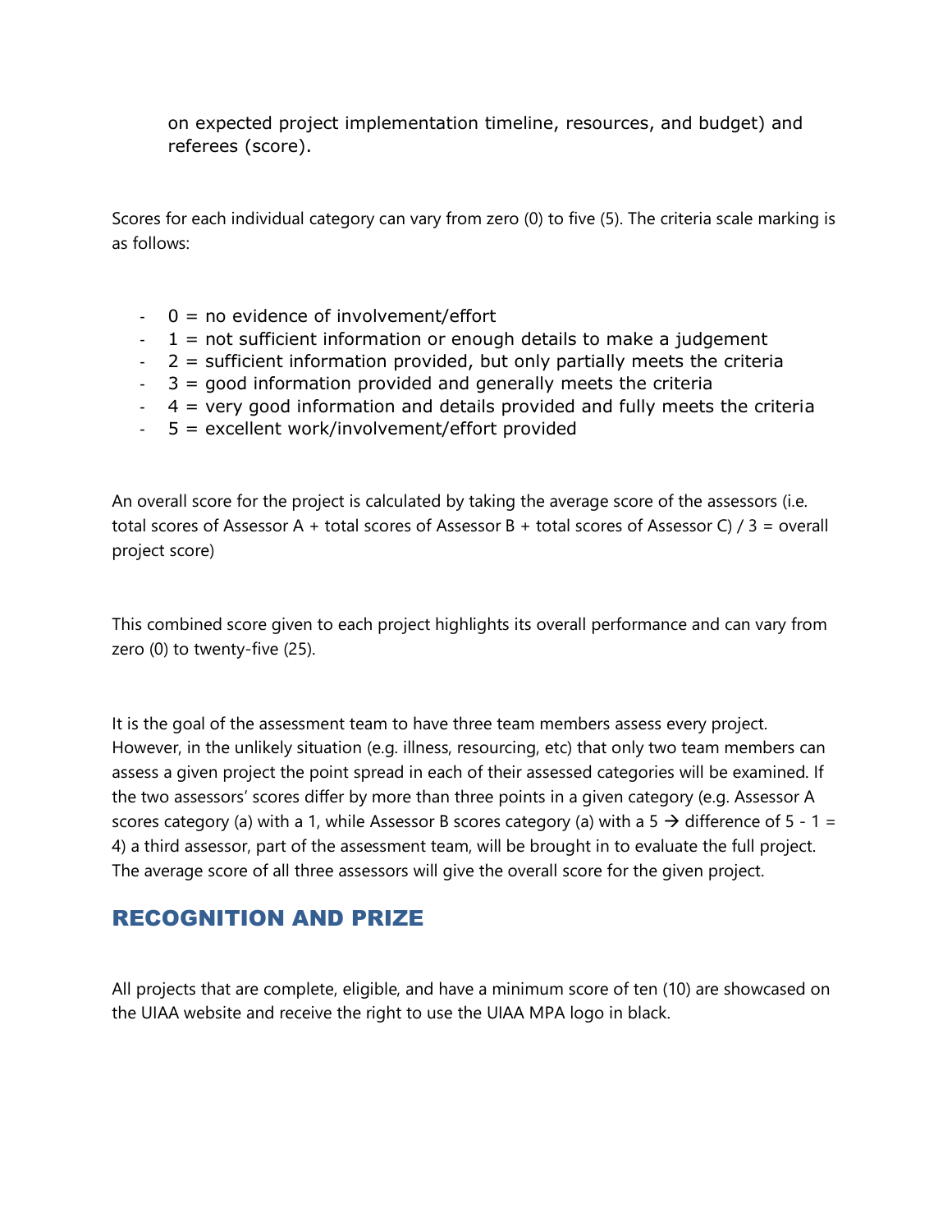on expected project implementation timeline, resources, and budget) and referees (score).

Scores for each individual category can vary from zero (0) to five (5). The criteria scale marking is as follows:

- 0 = no evidence of involvement/effort
- 1 = not sufficient information or enough details to make a judgement
- 2 = sufficient information provided, but only partially meets the criteria
- 3 = good information provided and generally meets the criteria
- 4 = very good information and details provided and fully meets the criteria
- 5 = excellent work/involvement/effort provided

An overall score for the project is calculated by taking the average score of the assessors (i.e. total scores of Assessor A + total scores of Assessor B + total scores of Assessor C) / 3 = overall project score)

This combined score given to each project highlights its overall performance and can vary from zero (0) to twenty-five (25).

It is the goal of the assessment team to have three team members assess every project. However, in the unlikely situation (e.g. illness, resourcing, etc) that only two team members can assess a given project the point spread in each of their assessed categories will be examined. If the two assessors' scores differ by more than three points in a given category (e.g. Assessor A scores category (a) with a 1, while Assessor B scores category (a) with a 5 → difference of 5 - 1 = 4) a third assessor, part of the assessment team, will be brought in to evaluate the full project. The average score of all three assessors will give the overall score for the given project.

## RECOGNITION AND PRIZE

All projects that are complete, eligible, and have a minimum score of ten (10) are showcased on the UIAA website and receive the right to use the UIAA MPA logo in black.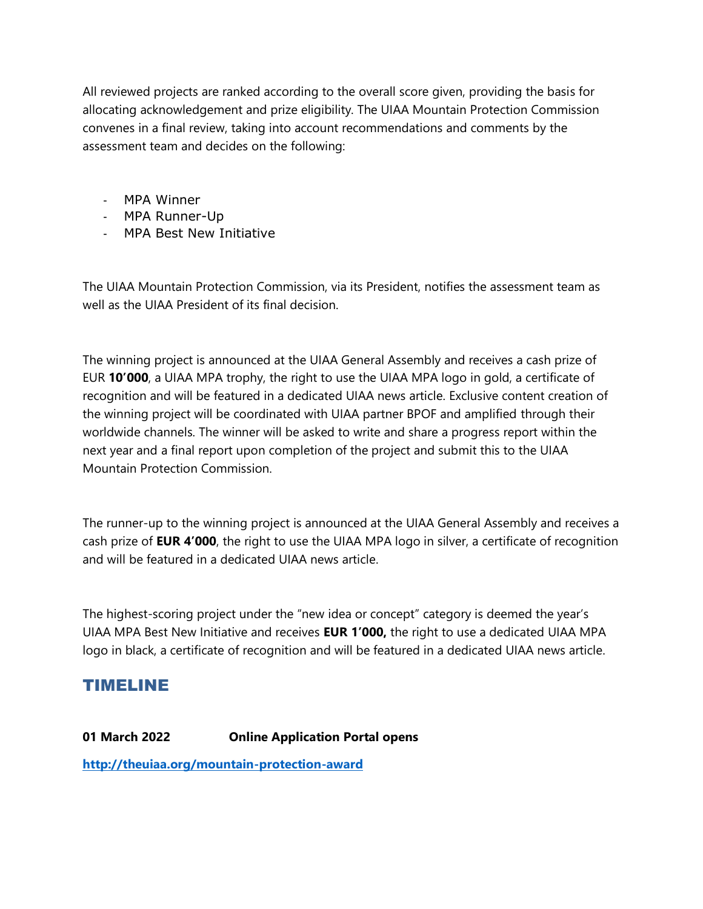All reviewed projects are ranked according to the overall score given, providing the basis for allocating acknowledgement and prize eligibility. The UIAA Mountain Protection Commission convenes in a final review, taking into account recommendations and comments by the assessment team and decides on the following:

- MPA Winner
- MPA Runner-Up
- MPA Best New Initiative

The UIAA Mountain Protection Commission, via its President, notifies the assessment team as well as the UIAA President of its final decision.

The winning project is announced at the UIAA General Assembly and receives a cash prize of EUR **10'000**, a UIAA MPA trophy, the right to use the UIAA MPA logo in gold, a certificate of recognition and will be featured in a dedicated UIAA news article. Exclusive content creation of the winning project will be coordinated with UIAA partner BPOF and amplified through their worldwide channels. The winner will be asked to write and share a progress report within the next year and a final report upon completion of the project and submit this to the UIAA Mountain Protection Commission.

The runner-up to the winning project is announced at the UIAA General Assembly and receives a cash prize of **EUR 4'000**, the right to use the UIAA MPA logo in silver, a certificate of recognition and will be featured in a dedicated UIAA news article.

The highest-scoring project under the "new idea or concept" category is deemed the year's UIAA MPA Best New Initiative and receives **EUR 1'000,** the right to use a dedicated UIAA MPA logo in black, a certificate of recognition and will be featured in a dedicated UIAA news article.

## TIMELINE

**01 March 2022** **Online Application Portal opens**

**http://theuiaa.org/mountain-protection-award**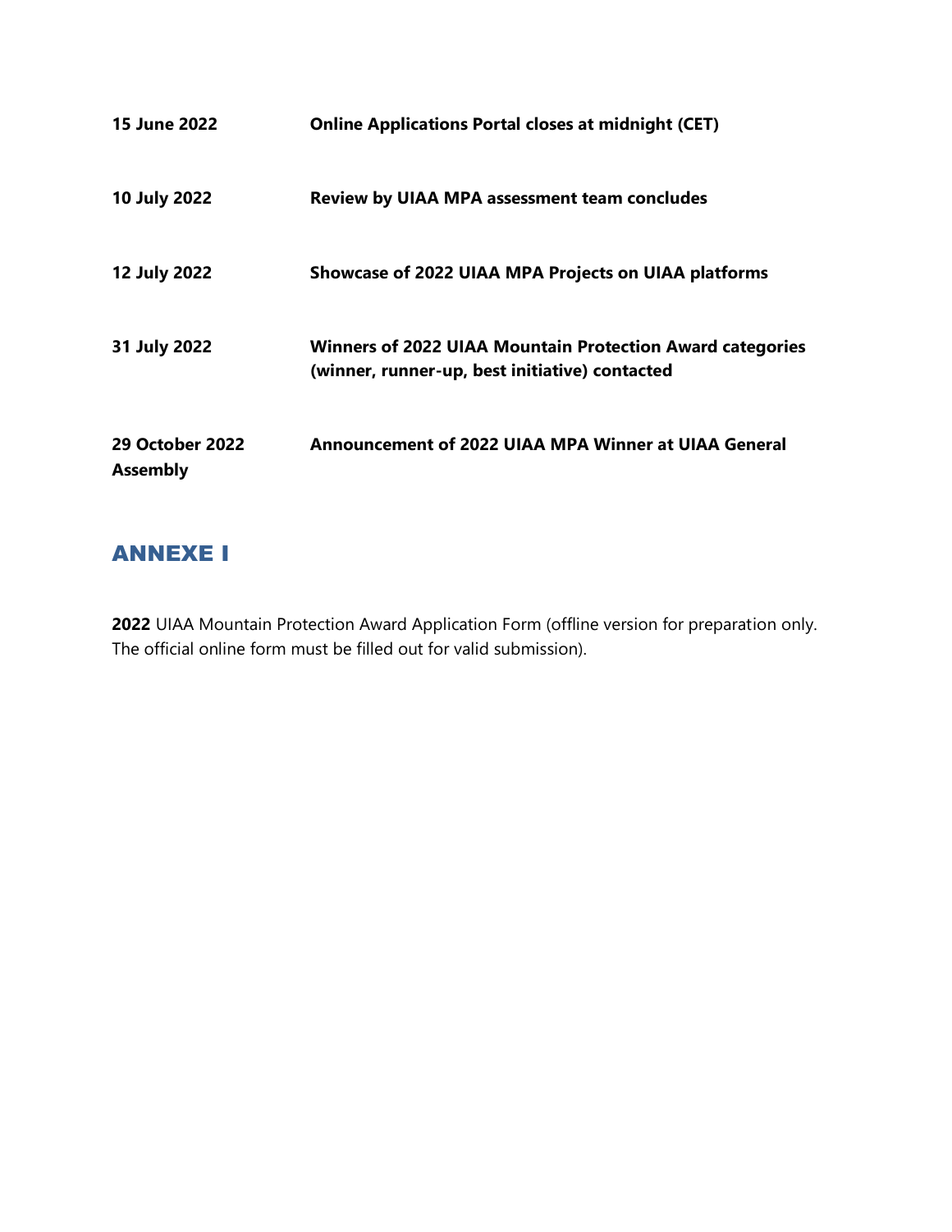| | |
|---|---|
| **15 June 2022** | **Online Applications Portal closes at midnight (CET)** |
| **10 July 2022** | **Review by UIAA MPA assessment team concludes** |
| **12 July 2022** | **Showcase of 2022 UIAA MPA Projects on UIAA platforms** |
| **31 July 2022** | **Winners of 2022 UIAA Mountain Protection Award categories (winner, runner-up, best initiative) contacted** |
| **29 October 2022** | **Announcement of 2022 UIAA MPA Winner at UIAA General Assembly** |

## ANNEXE I

**2022** UIAA Mountain Protection Award Application Form (offline version for preparation only. The official online form must be filled out for valid submission).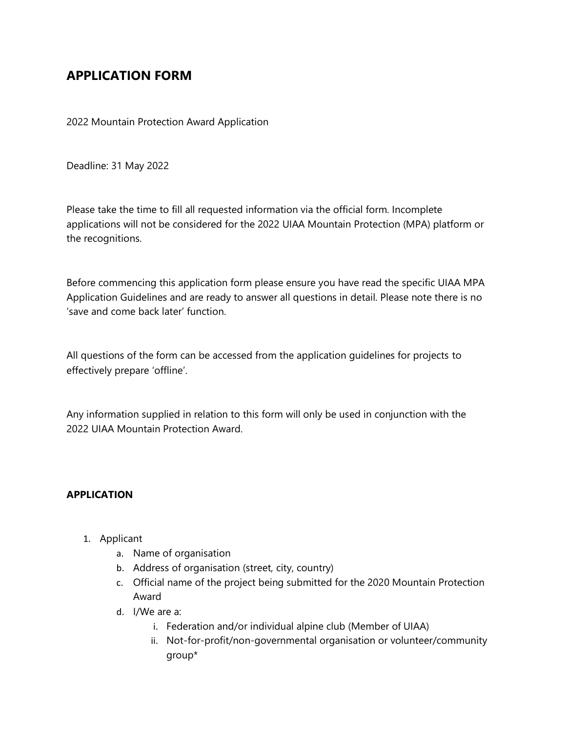## APPLICATION FORM

2022 Mountain Protection Award Application

Deadline: 31 May 2022

Please take the time to fill all requested information via the official form. Incomplete applications will not be considered for the 2022 UIAA Mountain Protection (MPA) platform or the recognitions.

Before commencing this application form please ensure you have read the specific UIAA MPA Application Guidelines and are ready to answer all questions in detail. Please note there is no 'save and come back later' function.

All questions of the form can be accessed from the application guidelines for projects to effectively prepare 'offline'.

Any information supplied in relation to this form will only be used in conjunction with the 2022 UIAA Mountain Protection Award.

### APPLICATION

1. Applicant
    a. Name of organisation
    b. Address of organisation (street, city, country)
    c. Official name of the project being submitted for the 2020 Mountain Protection Award
    d. I/We are a:
        i. Federation and/or individual alpine club (Member of UIAA)
        ii. Not-for-profit/non-governmental organisation or volunteer/community group*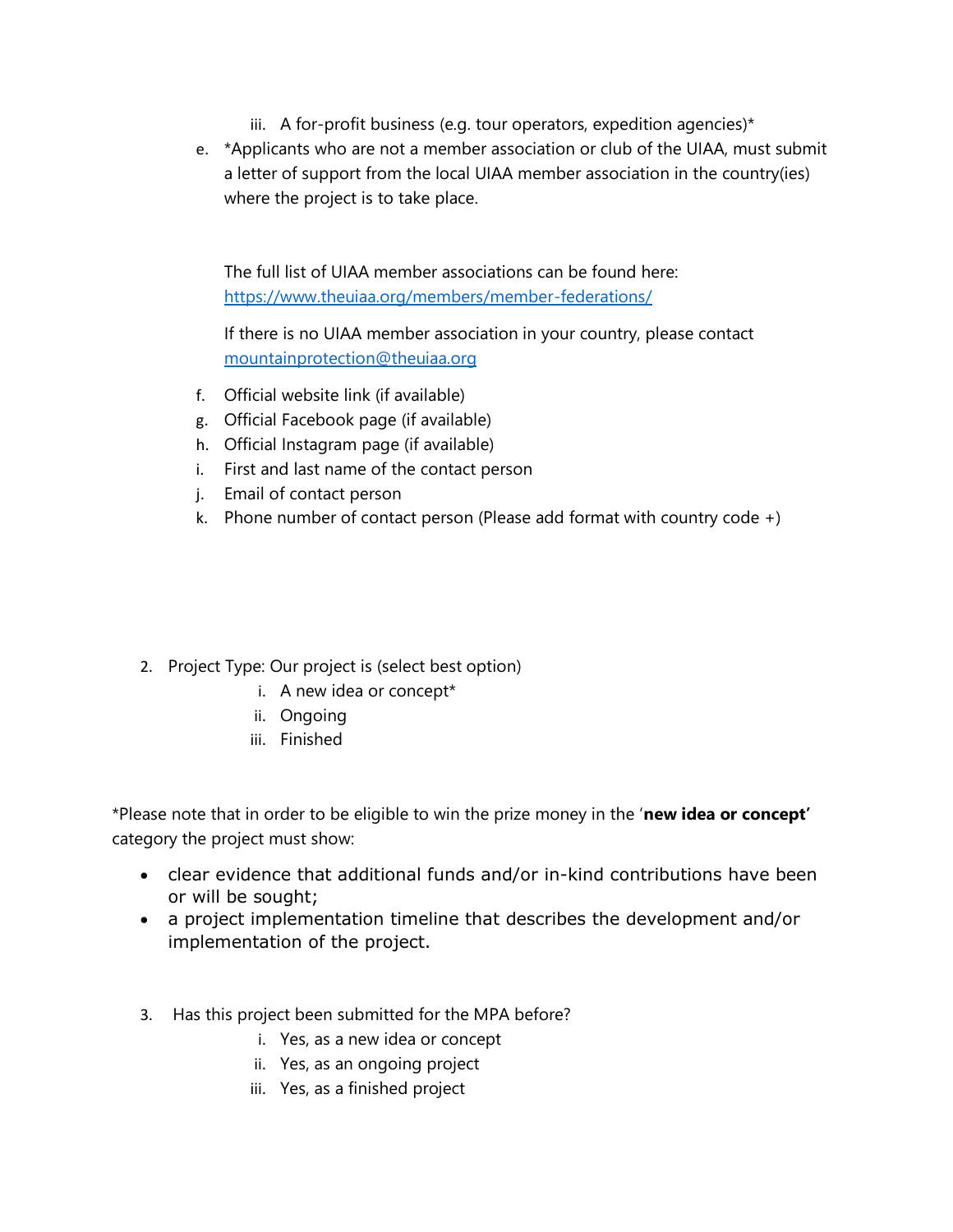iii. A for-profit business (e.g. tour operators, expedition agencies)*

e. *Applicants who are not a member association or club of the UIAA, must submit a letter of support from the local UIAA member association in the country(ies) where the project is to take place.

   The full list of UIAA member associations can be found here: [https://www.theuiaa.org/members/member-federations/](https://www.theuiaa.org/members/member-federations/)

   If there is no UIAA member association in your country, please contact [mountainprotection@theuiaa.org](mailto:mountainprotection@theuiaa.org)

f. Official website link (if available)
g. Official Facebook page (if available)
h. Official Instagram page (if available)
i. First and last name of the contact person
j. Email of contact person
k. Phone number of contact person (Please add format with country code +)

2. Project Type: Our project is (select best option)
   i. A new idea or concept*
   ii. Ongoing
   iii. Finished

*Please note that in order to be eligible to win the prize money in the '**new idea or concept'** category the project must show:

- clear evidence that additional funds and/or in-kind contributions have been or will be sought;
- a project implementation timeline that describes the development and/or implementation of the project.

3. Has this project been submitted for the MPA before?
   i. Yes, as a new idea or concept
   ii. Yes, as an ongoing project
   iii. Yes, as a finished project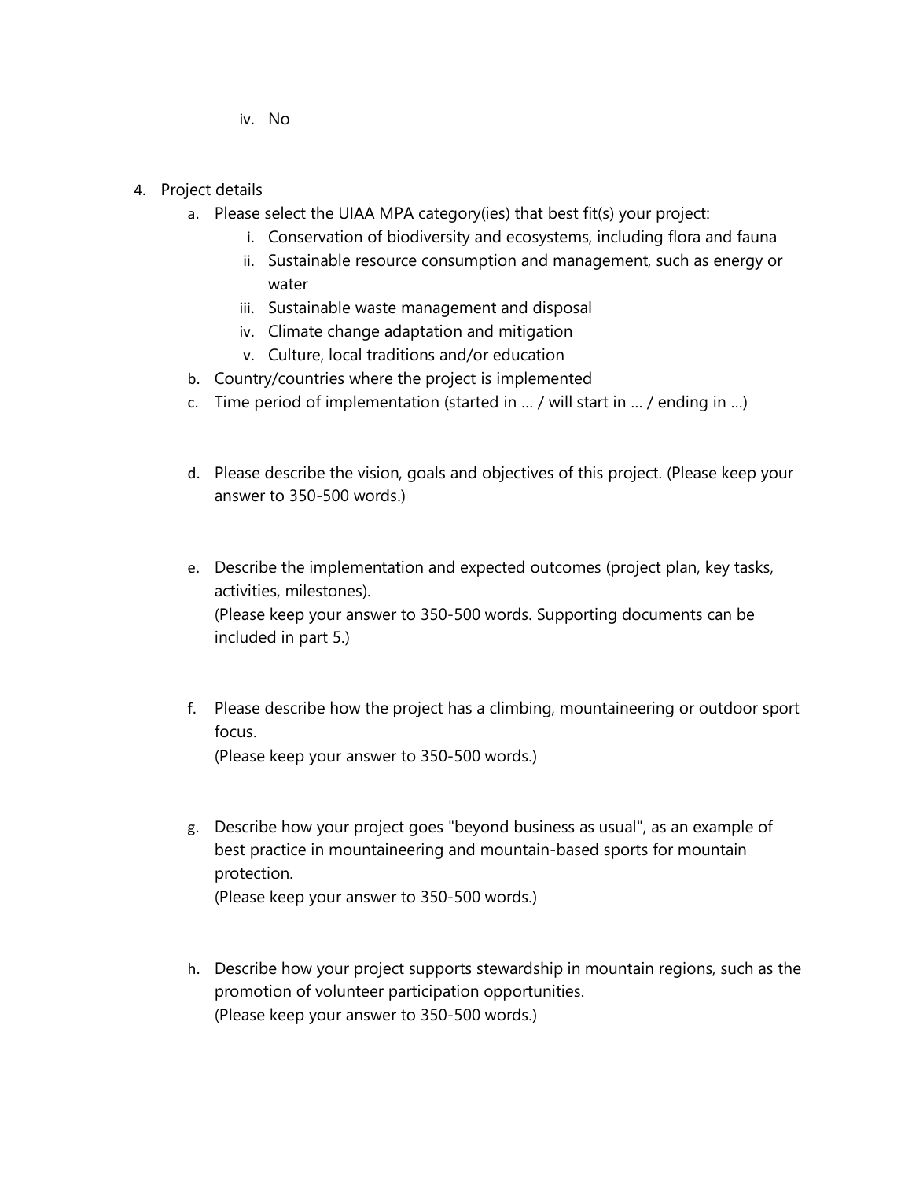iv. No

4. Project details
   a. Please select the UIAA MPA category(ies) that best fit(s) your project:
      i. Conservation of biodiversity and ecosystems, including flora and fauna
      ii. Sustainable resource consumption and management, such as energy or water
      iii. Sustainable waste management and disposal
      iv. Climate change adaptation and mitigation
      v. Culture, local traditions and/or education
   b. Country/countries where the project is implemented
   c. Time period of implementation (started in … / will start in … / ending in …)

   d. Please describe the vision, goals and objectives of this project. (Please keep your answer to 350-500 words.)

   e. Describe the implementation and expected outcomes (project plan, key tasks, activities, milestones).
      (Please keep your answer to 350-500 words. Supporting documents can be included in part 5.)

   f. Please describe how the project has a climbing, mountaineering or outdoor sport focus.
      (Please keep your answer to 350-500 words.)

   g. Describe how your project goes "beyond business as usual", as an example of best practice in mountaineering and mountain-based sports for mountain protection.
      (Please keep your answer to 350-500 words.)

   h. Describe how your project supports stewardship in mountain regions, such as the promotion of volunteer participation opportunities.
      (Please keep your answer to 350-500 words.)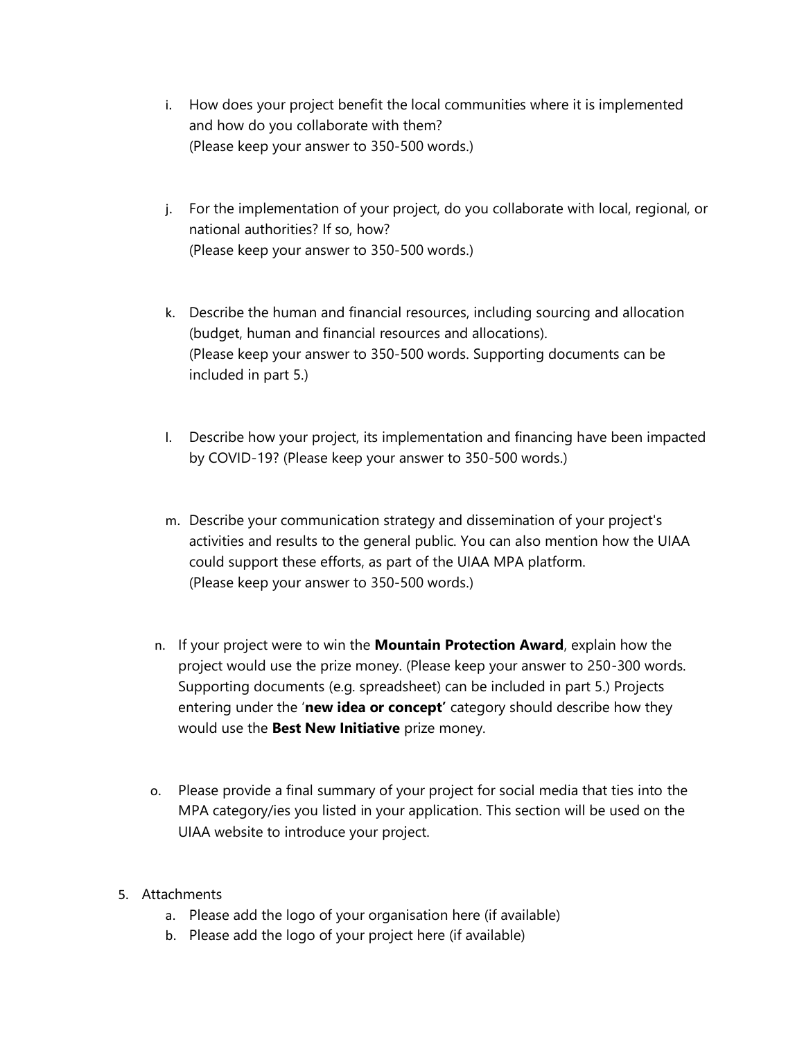i. How does your project benefit the local communities where it is implemented and how do you collaborate with them?
(Please keep your answer to 350-500 words.)

j. For the implementation of your project, do you collaborate with local, regional, or national authorities? If so, how?
(Please keep your answer to 350-500 words.)

k. Describe the human and financial resources, including sourcing and allocation (budget, human and financial resources and allocations).
(Please keep your answer to 350-500 words. Supporting documents can be included in part 5.)

l. Describe how your project, its implementation and financing have been impacted by COVID-19? (Please keep your answer to 350-500 words.)

m. Describe your communication strategy and dissemination of your project's activities and results to the general public. You can also mention how the UIAA could support these efforts, as part of the UIAA MPA platform.
(Please keep your answer to 350-500 words.)

n. If your project were to win the **Mountain Protection Award**, explain how the project would use the prize money. (Please keep your answer to 250-300 words. Supporting documents (e.g. spreadsheet) can be included in part 5.) Projects entering under the '**new idea or concept'** category should describe how they would use the **Best New Initiative** prize money.

o. Please provide a final summary of your project for social media that ties into the MPA category/ies you listed in your application. This section will be used on the UIAA website to introduce your project.

5. Attachments
   a. Please add the logo of your organisation here (if available)
   b. Please add the logo of your project here (if available)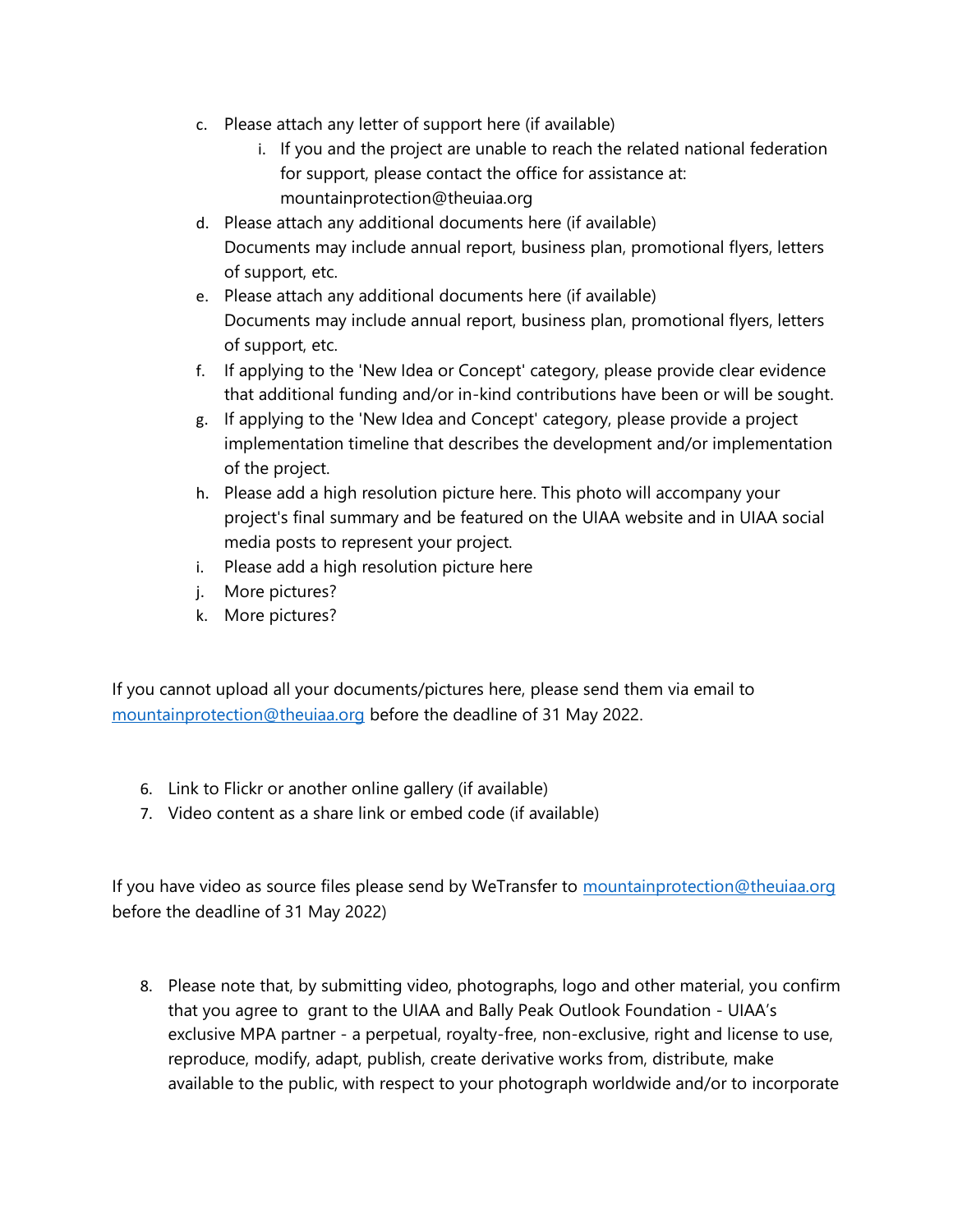c. Please attach any letter of support here (if available)
    i. If you and the project are unable to reach the related national federation for support, please contact the office for assistance at: mountainprotection@theuiaa.org
d. Please attach any additional documents here (if available)
   Documents may include annual report, business plan, promotional flyers, letters of support, etc.
e. Please attach any additional documents here (if available)
   Documents may include annual report, business plan, promotional flyers, letters of support, etc.
f. If applying to the 'New Idea or Concept' category, please provide clear evidence that additional funding and/or in-kind contributions have been or will be sought.
g. If applying to the 'New Idea and Concept' category, please provide a project implementation timeline that describes the development and/or implementation of the project.
h. Please add a high resolution picture here. This photo will accompany your project's final summary and be featured on the UIAA website and in UIAA social media posts to represent your project.
i. Please add a high resolution picture here
j. More pictures?
k. More pictures?

If you cannot upload all your documents/pictures here, please send them via email to [mountainprotection@theuiaa.org](mailto:mountainprotection@theuiaa.org) before the deadline of 31 May 2022.

6. Link to Flickr or another online gallery (if available)
7. Video content as a share link or embed code (if available)

If you have video as source files please send by WeTransfer to [mountainprotection@theuiaa.org](mailto:mountainprotection@theuiaa.org) before the deadline of 31 May 2022)

8. Please note that, by submitting video, photographs, logo and other material, you confirm that you agree to grant to the UIAA and Bally Peak Outlook Foundation - UIAA's exclusive MPA partner - a perpetual, royalty-free, non-exclusive, right and license to use, reproduce, modify, adapt, publish, create derivative works from, distribute, make available to the public, with respect to your photograph worldwide and/or to incorporate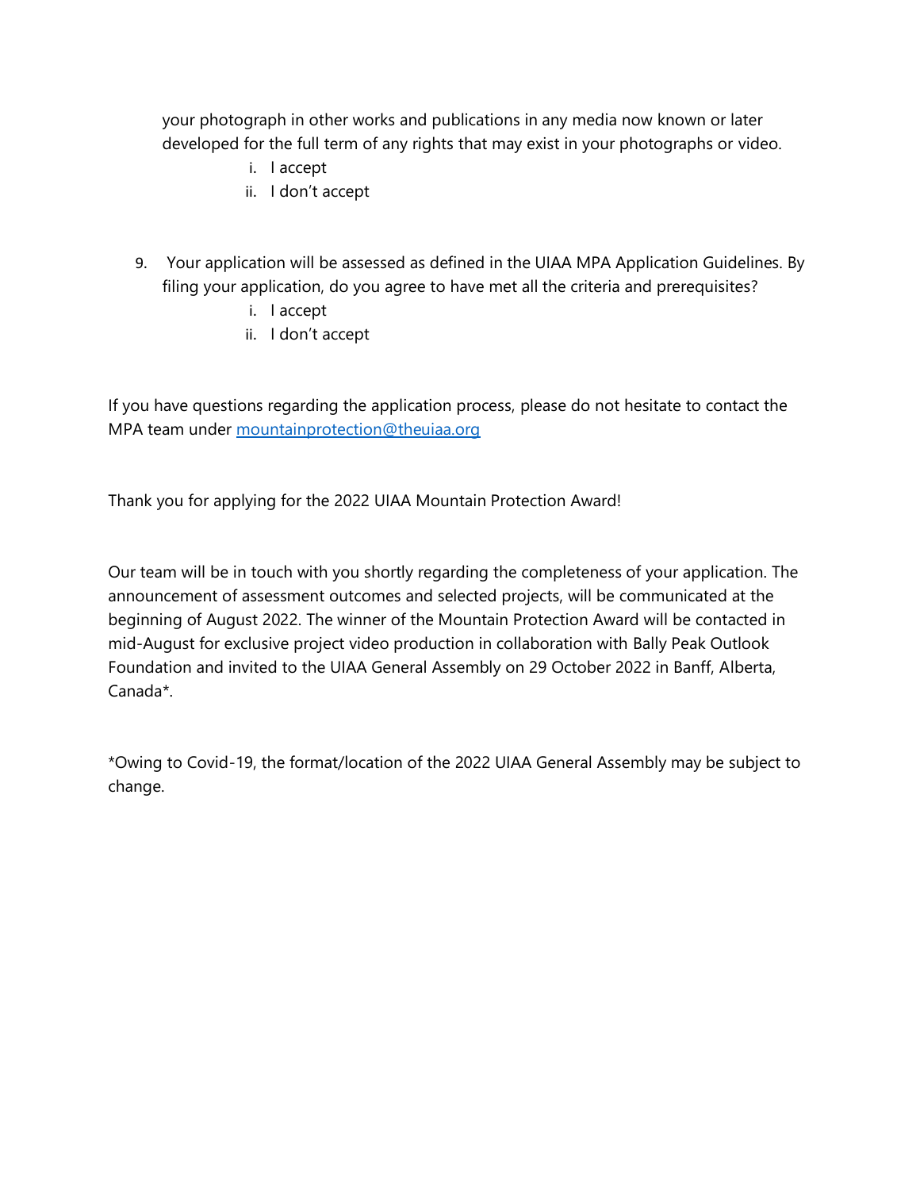your photograph in other works and publications in any media now known or later developed for the full term of any rights that may exist in your photographs or video.

   i. I accept
   ii. I don't accept

9. Your application will be assessed as defined in the UIAA MPA Application Guidelines. By filing your application, do you agree to have met all the criteria and prerequisites?

   i. I accept
   ii. I don't accept

If you have questions regarding the application process, please do not hesitate to contact the MPA team under [mountainprotection@theuiaa.org](mailto:mountainprotection@theuiaa.org)

Thank you for applying for the 2022 UIAA Mountain Protection Award!

Our team will be in touch with you shortly regarding the completeness of your application. The announcement of assessment outcomes and selected projects, will be communicated at the beginning of August 2022. The winner of the Mountain Protection Award will be contacted in mid-August for exclusive project video production in collaboration with Bally Peak Outlook Foundation and invited to the UIAA General Assembly on 29 October 2022 in Banff, Alberta, Canada*.

*Owing to Covid-19, the format/location of the 2022 UIAA General Assembly may be subject to change.